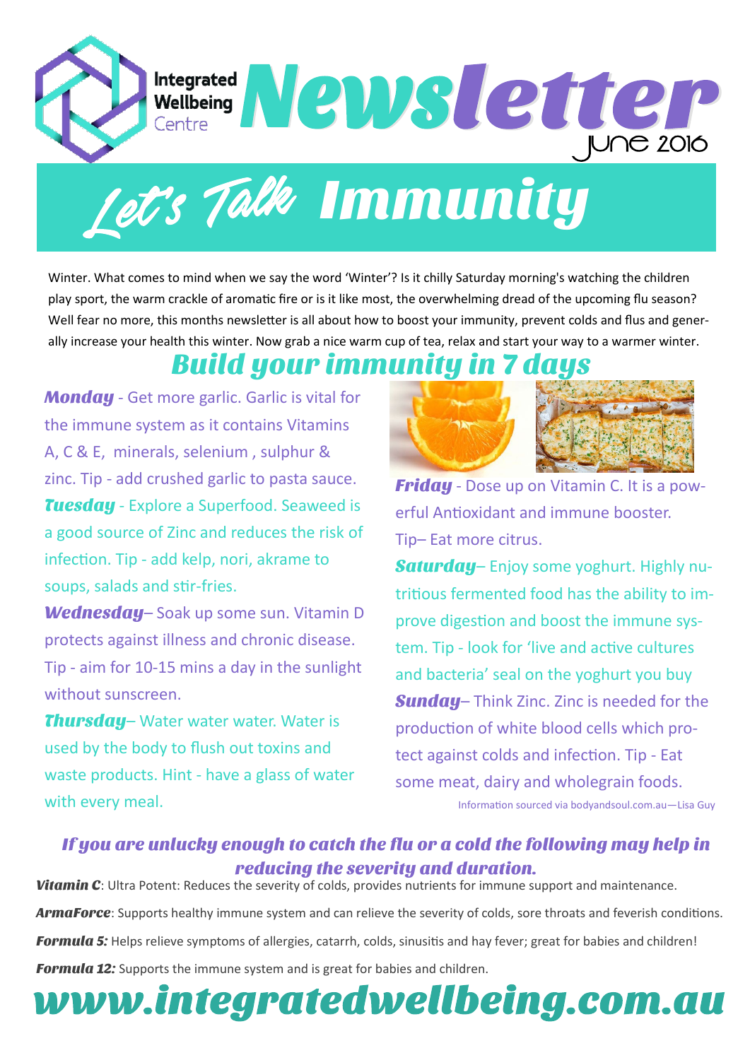Integrated Wellbeing Centre

# Newsletter

June 2016

# Let's Talk Immunity

Winter. What comes to mind when we say the word 'Winter'? Is it chilly Saturday morning's watching the children play sport, the warm crackle of aromatic fire or is it like most, the overwhelming dread of the upcoming flu season? Well fear no more, this months newsletter is all about how to boost your immunity, prevent colds and flus and generally increase your health this winter. Now grab a nice warm cup of tea, relax and start your way to a warmer winter.

## Build your immunity in 7 days

**Monday** - Get more garlic. Garlic is vital for the immune system as it contains Vitamins A, C & E, minerals, selenium , sulphur & zinc. Tip - add crushed garlic to pasta sauce.

**Tuesday** - Explore a Superfood. Seaweed is a good source of Zinc and reduces the risk of infection. Tip - add kelp, nori, akrame to soups, salads and stir-fries.

**Wednesday**– Soak up some sun. Vitamin D protects against illness and chronic disease. Tip - aim for 10-15 mins a day in the sunlight without sunscreen.

**Thursday**– Water water water. Water is used by the body to flush out toxins and waste products. Hint - have a glass of water with every meal.

**Friday** - Dose up on Vitamin C. It is a powerful Antioxidant and immune booster. Tip– Eat more citrus.

**Saturday**– Enjoy some yoghurt. Highly nutritious fermented food has the ability to improve digestion and boost the immune system. Tip - look for 'live and active cultures and bacteria' seal on the yoghurt you buy

**Sunday**– Think Zinc. Zinc is needed for the production of white blood cells which protect against colds and infection. Tip - Eat some meat, dairy and wholegrain foods.

Information sourced via bodyandsoul.com.au—Lisa Guy

### *If you are unlucky enough to catch the flu or a cold the following may help in reducing the severity and duration.*

***Vitamin C***: Ultra Potent: Reduces the severity of colds, provides nutrients for immune support and maintenance.

***ArmaForce***: Supports healthy immune system and can relieve the severity of colds, sore throats and feverish conditions.

***Formula 5:*** Helps relieve symptoms of allergies, catarrh, colds, sinusitis and hay fever; great for babies and children!

***Formula 12:*** Supports the immune system and is great for babies and children.

## www.integratedwellbeing.com.au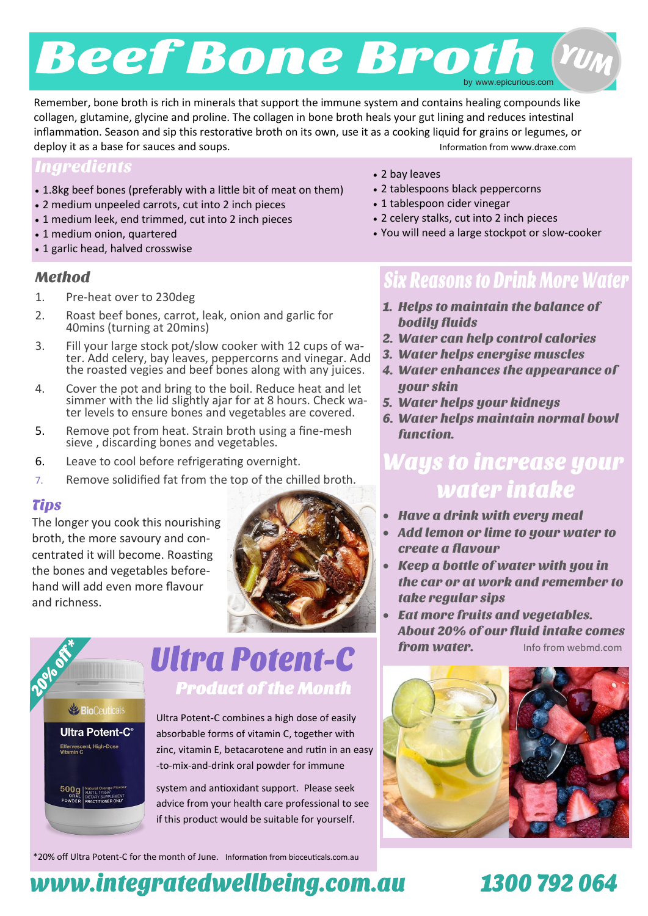# Beef Bone Broth

YUM

by www.epicurious.com

Remember, bone broth is rich in minerals that support the immune system and contains healing compounds like collagen, glutamine, glycine and proline. The collagen in bone broth heals your gut lining and reduces intestinal inflammation. Season and sip this restorative broth on its own, use it as a cooking liquid for grains or legumes, or deploy it as a base for sauces and soups. Information from www.draxe.com

## Ingredients

- 1.8kg beef bones (preferably with a little bit of meat on them)
- 2 medium unpeeled carrots, cut into 2 inch pieces
- 1 medium leek, end trimmed, cut into 2 inch pieces
- 1 medium onion, quartered
- 1 garlic head, halved crosswise
- 2 bay leaves
- 2 tablespoons black peppercorns
- 1 tablespoon cider vinegar
- 2 celery stalks, cut into 2 inch pieces
- You will need a large stockpot or slow-cooker

## Method

1. Pre-heat over to 230deg
2. Roast beef bones, carrot, leak, onion and garlic for 40mins (turning at 20mins)
3. Fill your large stock pot/slow cooker with 12 cups of water. Add celery, bay leaves, peppercorns and vinegar. Add the roasted vegies and beef bones along with any juices.
4. Cover the pot and bring to the boil. Reduce heat and let simmer with the lid slightly ajar for at 8 hours. Check water levels to ensure bones and vegetables are covered.
5. Remove pot from heat. Strain broth using a fine-mesh sieve , discarding bones and vegetables.
6. Leave to cool before refrigerating overnight.
7. Remove solidified fat from the top of the chilled broth.

## Tips

The longer you cook this nourishing broth, the more savoury and concentrated it will become. Roasting the bones and vegetables beforehand will add even more flavour and richness.

## Six Reasons to Drink More Water

1. ***Helps to maintain the balance of bodily fluids***
2. ***Water can help control calories***
3. ***Water helps energise muscles***
4. ***Water enhances the appearance of your skin***
5. ***Water helps your kidneys***
6. ***Water helps maintain normal bowl function.***

## Ways to increase your water intake

- ***Have a drink with every meal***
- ***Add lemon or lime to your water to create a flavour***
- ***Keep a bottle of water with you in the car or at work and remember to take regular sips***
- ***Eat more fruits and vegetables. About 20% of our fluid intake comes from water.***

Info from webmd.com

## Ultra Potent-C

### Product of the Month

20% off*

Ultra Potent-C combines a high dose of easily absorbable forms of vitamin C, together with zinc, vitamin E, betacarotene and rutin in an easy-to-mix-and-drink oral powder for immune system and antioxidant support. Please seek advice from your health care professional to see if this product would be suitable for yourself.

*20% off Ultra Potent-C for the month of June. Information from bioceuticals.com.au

**www.integratedwellbeing.com.au** **1300 792 064**